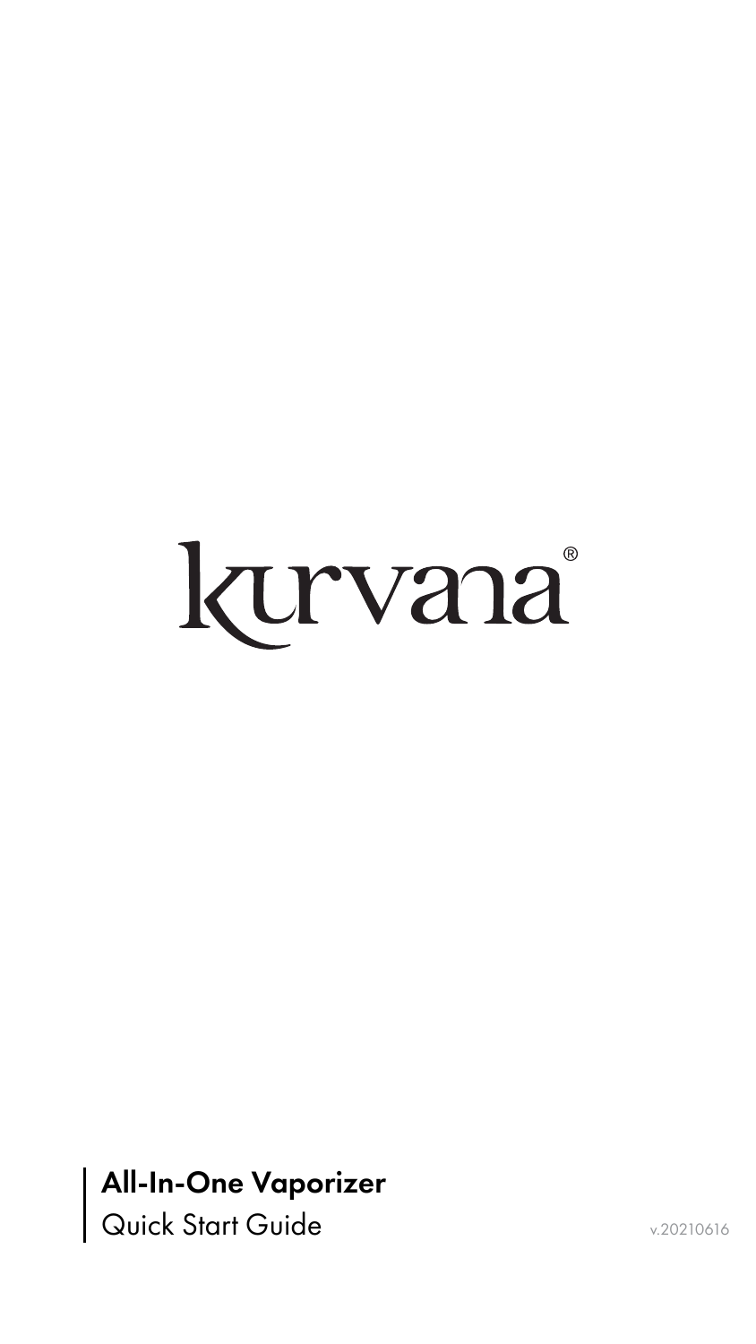# kurvana®

**All-In-One Vaporizer**

Quick Start Guide

v.20210616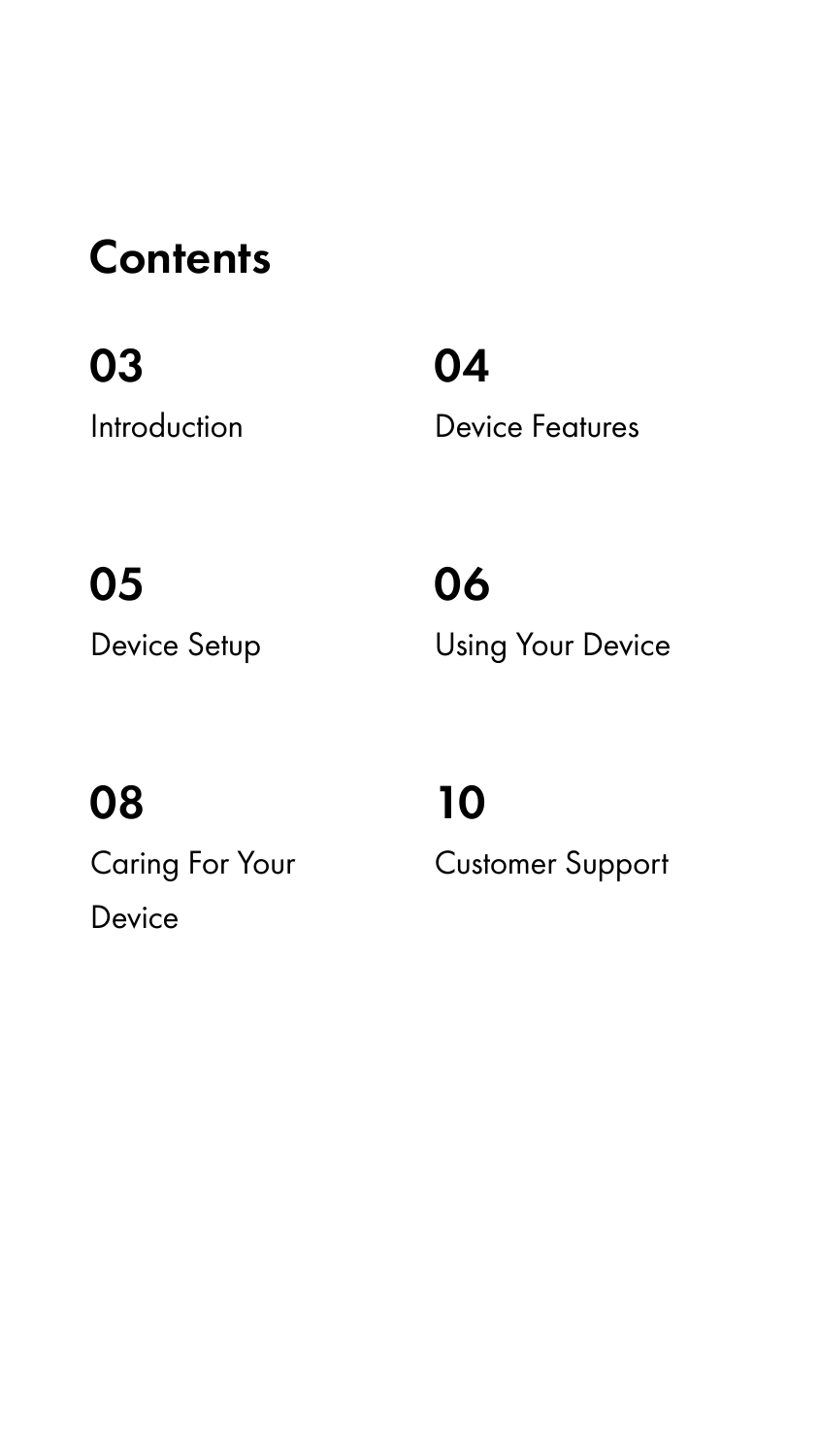# Contents

**03**
Introduction

**04**
Device Features

**05**
Device Setup

**06**
Using Your Device

**08**
Caring For Your Device

**10**
Customer Support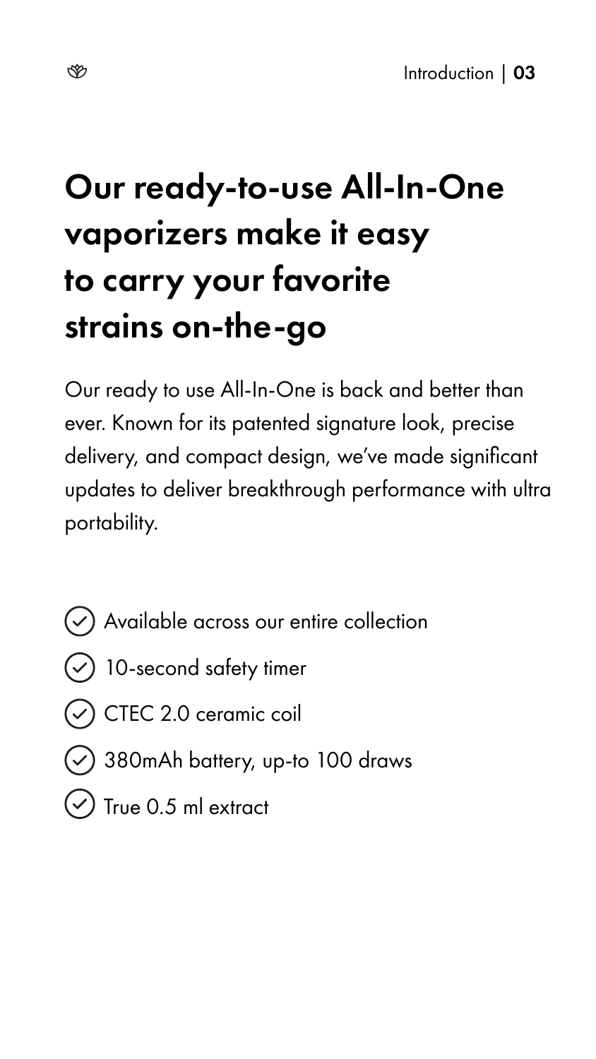# Our ready-to-use All-In-One vaporizers make it easy to carry your favorite strains on-the-go

Our ready to use All-In-One is back and better than ever. Known for its patented signature look, precise delivery, and compact design, we've made significant updates to deliver breakthrough performance with ultra portability.

- Available across our entire collection
- 10-second safety timer
- CTEC 2.0 ceramic coil
- 380mAh battery, up-to 100 draws
- True 0.5 ml extract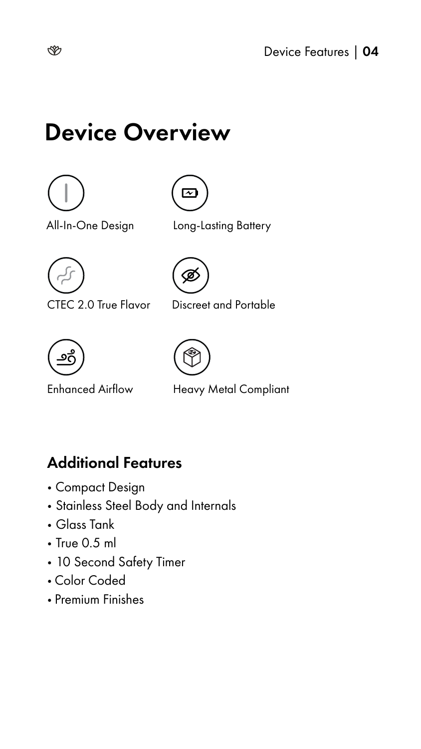# Device Overview

All-In-One Design

Long-Lasting Battery

CTEC 2.0 True Flavor

Discreet and Portable

Enhanced Airflow

Heavy Metal Compliant

## Additional Features

- Compact Design
- Stainless Steel Body and Internals
- Glass Tank
- True 0.5 ml
- 10 Second Safety Timer
- Color Coded
- Premium Finishes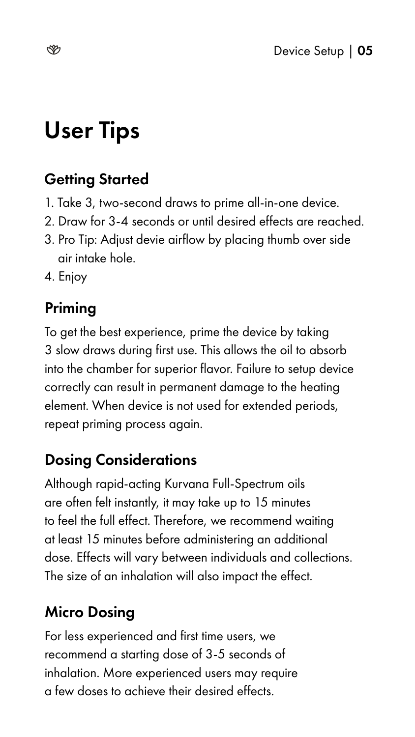# User Tips

## Getting Started

1. Take 3, two-second draws to prime all-in-one device.
2. Draw for 3-4 seconds or until desired effects are reached.
3. Pro Tip: Adjust devie airflow by placing thumb over side air intake hole.
4. Enjoy

## Priming

To get the best experience, prime the device by taking 3 slow draws during first use. This allows the oil to absorb into the chamber for superior flavor. Failure to setup device correctly can result in permanent damage to the heating element. When device is not used for extended periods, repeat priming process again.

## Dosing Considerations

Although rapid-acting Kurvana Full-Spectrum oils are often felt instantly, it may take up to 15 minutes to feel the full effect. Therefore, we recommend waiting at least 15 minutes before administering an additional dose. Effects will vary between individuals and collections. The size of an inhalation will also impact the effect.

## Micro Dosing

For less experienced and first time users, we recommend a starting dose of 3-5 seconds of inhalation. More experienced users may require a few doses to achieve their desired effects.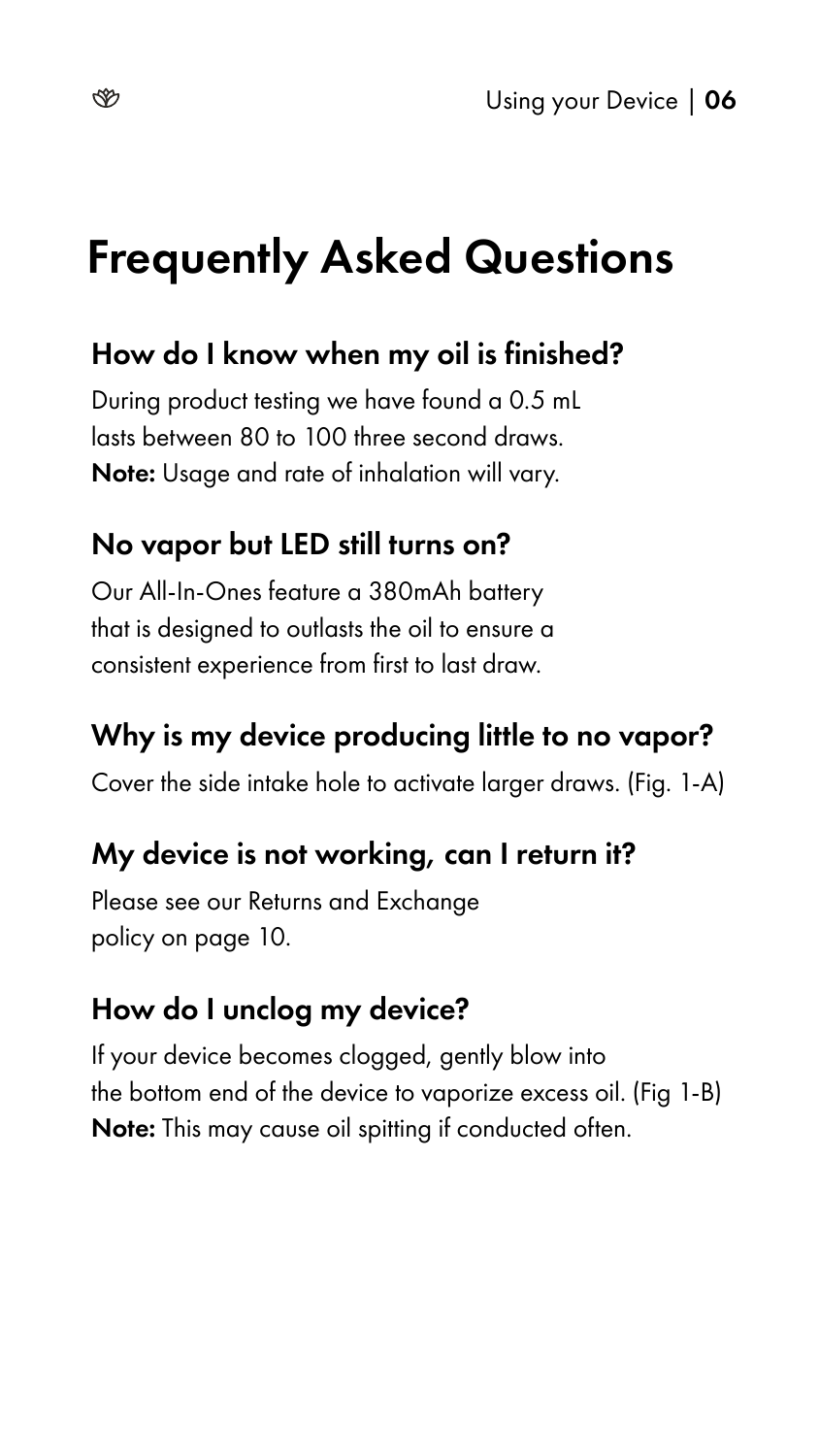# Frequently Asked Questions

## How do I know when my oil is finished?

During product testing we have found a 0.5 mL lasts between 80 to 100 three second draws.
**Note:** Usage and rate of inhalation will vary.

## No vapor but LED still turns on?

Our All-In-Ones feature a 380mAh battery that is designed to outlasts the oil to ensure a consistent experience from first to last draw.

## Why is my device producing little to no vapor?

Cover the side intake hole to activate larger draws. (Fig. 1-A)

## My device is not working, can I return it?

Please see our Returns and Exchange policy on page 10.

## How do I unclog my device?

If your device becomes clogged, gently blow into the bottom end of the device to vaporize excess oil. (Fig 1-B)
**Note:** This may cause oil spitting if conducted often.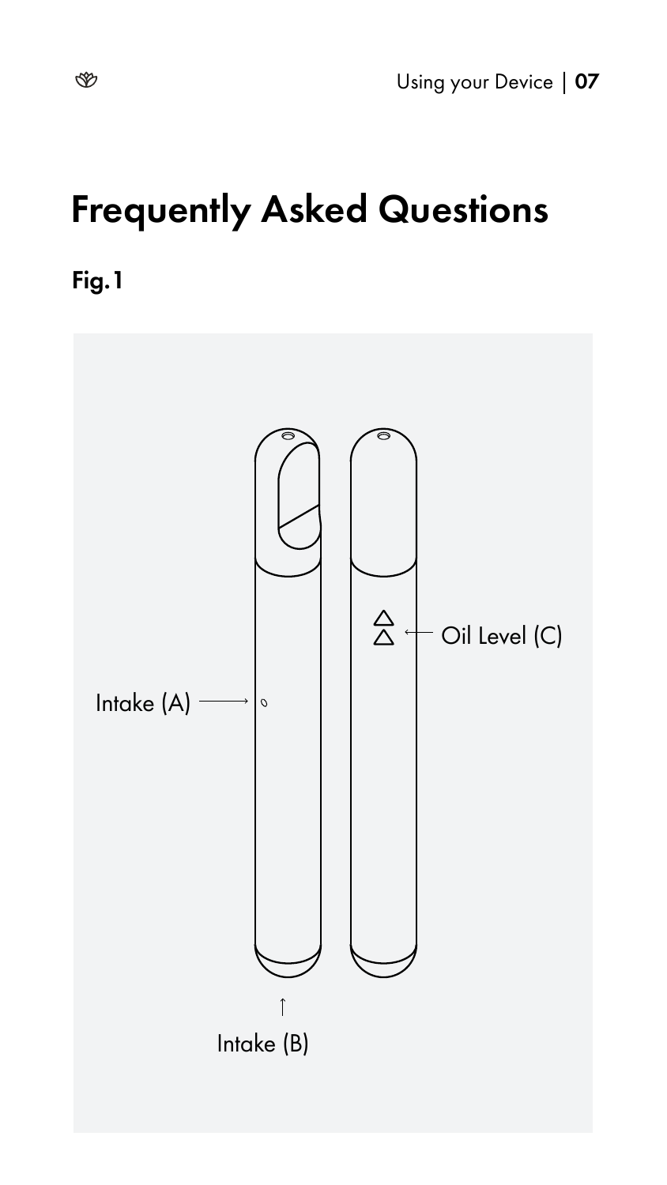# Frequently Asked Questions

**Fig. 1**

Intake (A)

Intake (B)

Oil Level (C)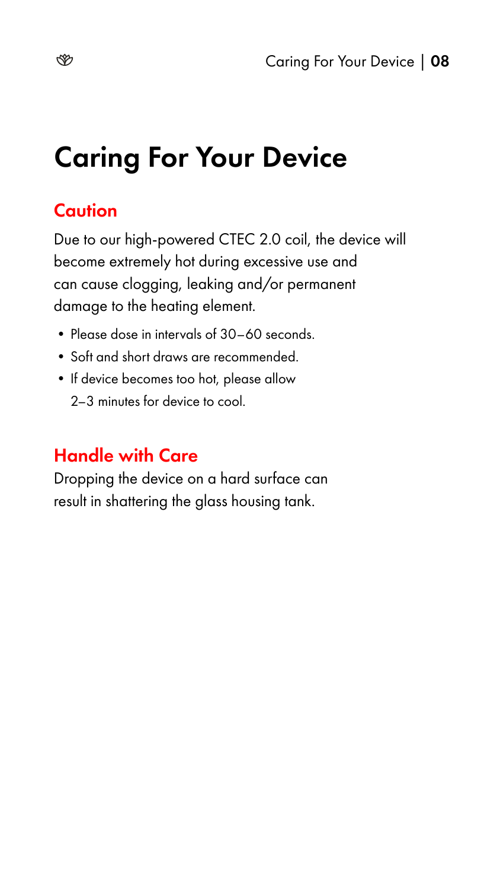# Caring For Your Device

## Caution

Due to our high-powered CTEC 2.0 coil, the device will become extremely hot during excessive use and can cause clogging, leaking and/or permanent damage to the heating element.

- Please dose in intervals of 30–60 seconds.
- Soft and short draws are recommended.
- If device becomes too hot, please allow 2–3 minutes for device to cool.

## Handle with Care

Dropping the device on a hard surface can result in shattering the glass housing tank.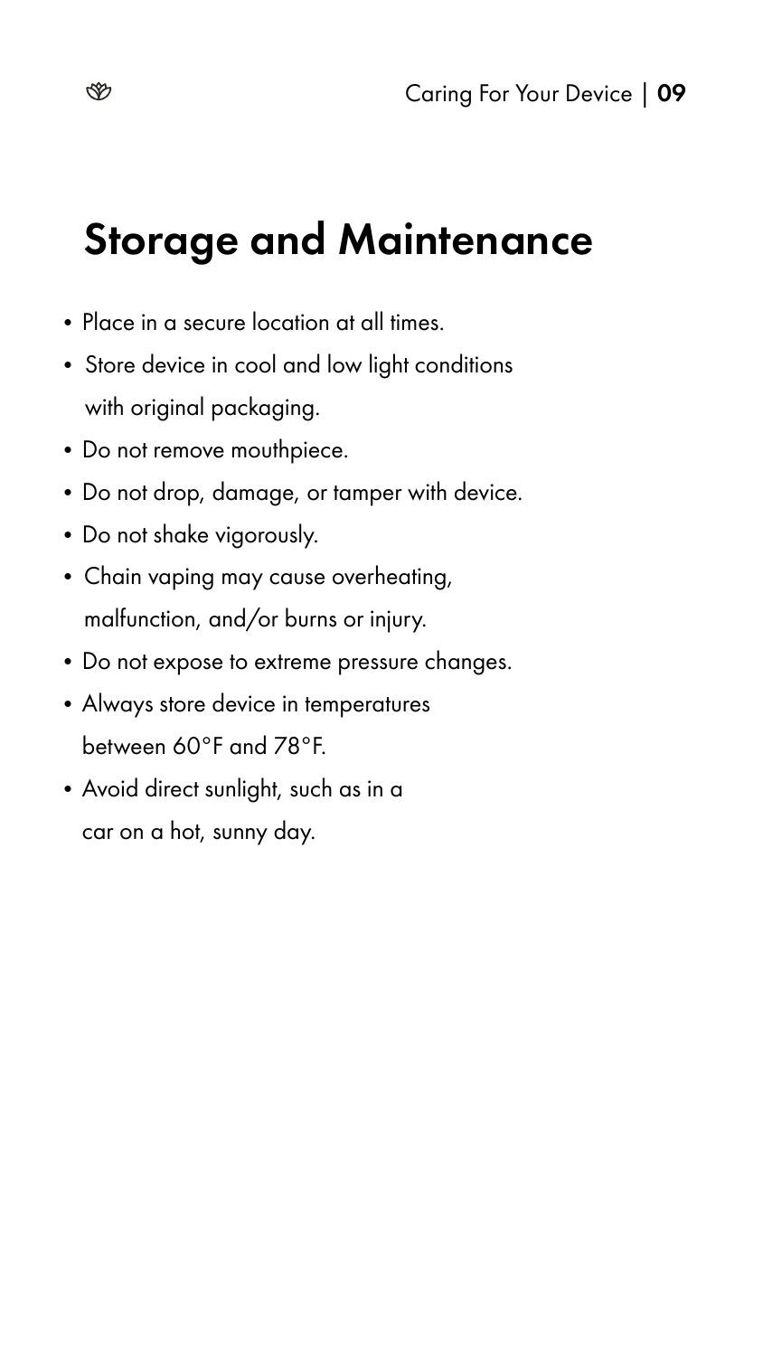# Storage and Maintenance

- Place in a secure location at all times.
- Store device in cool and low light conditions with original packaging.
- Do not remove mouthpiece.
- Do not drop, damage, or tamper with device.
- Do not shake vigorously.
- Chain vaping may cause overheating, malfunction, and/or burns or injury.
- Do not expose to extreme pressure changes.
- Always store device in temperatures between 60°F and 78°F.
- Avoid direct sunlight, such as in a car on a hot, sunny day.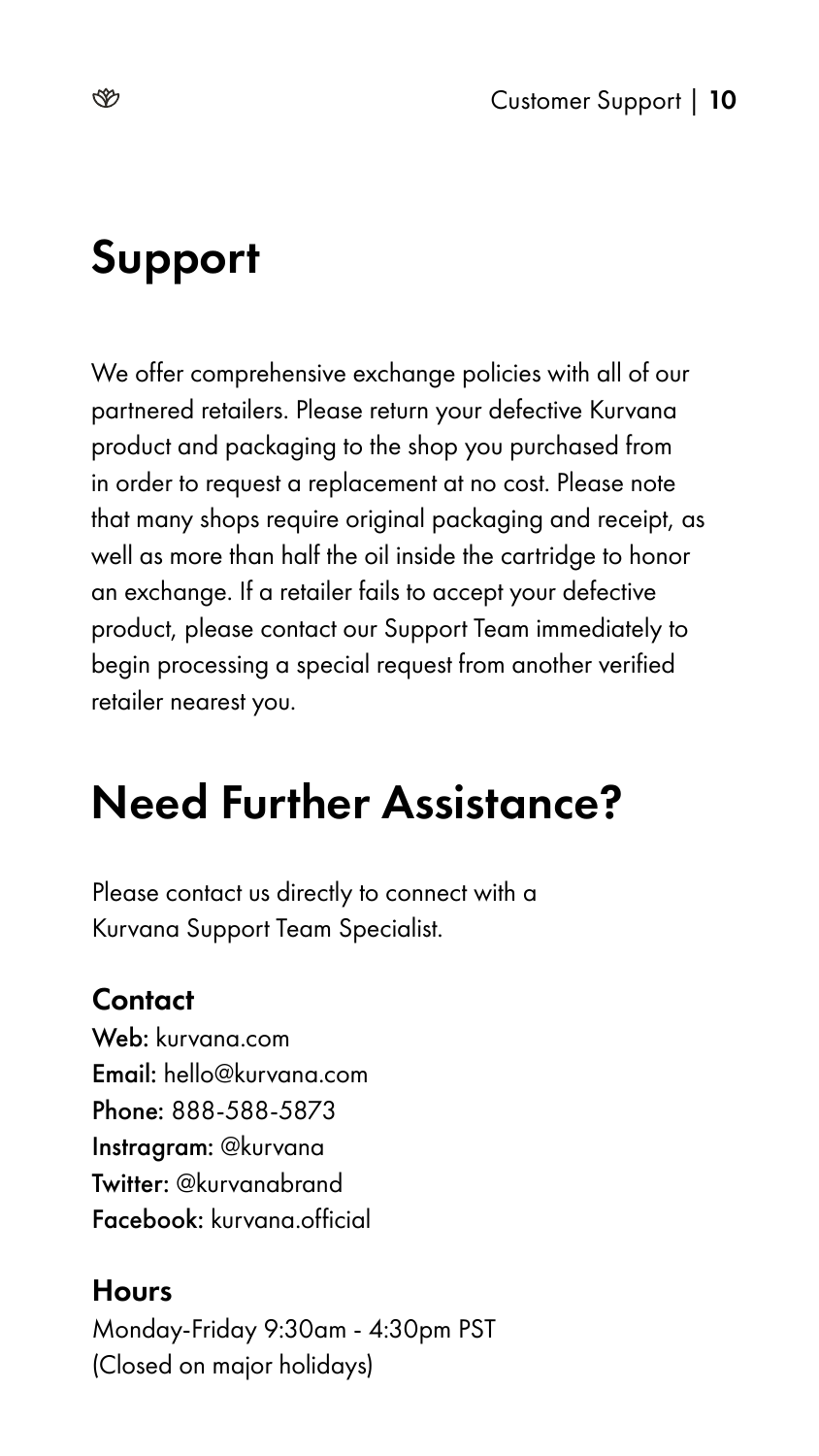# Support

We offer comprehensive exchange policies with all of our partnered retailers. Please return your defective Kurvana product and packaging to the shop you purchased from in order to request a replacement at no cost. Please note that many shops require original packaging and receipt, as well as more than half the oil inside the cartridge to honor an exchange. If a retailer fails to accept your defective product, please contact our Support Team immediately to begin processing a special request from another verified retailer nearest you.

# Need Further Assistance?

Please contact us directly to connect with a Kurvana Support Team Specialist.

### Contact

**Web:** kurvana.com
**Email:** hello@kurvana.com
**Phone:** 888-588-5873
**Instragram:** @kurvana
**Twitter:** @kurvanabrand
**Facebook:** kurvana.official

### Hours

Monday-Friday 9:30am - 4:30pm PST
(Closed on major holidays)